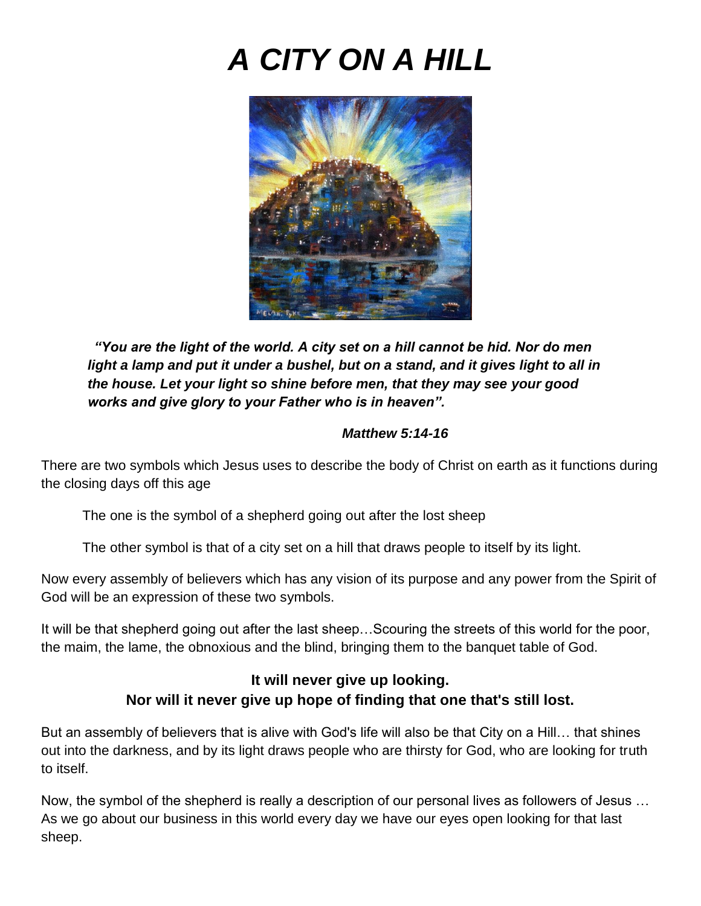# *A CITY ON A HILL*

***"You are the light of the world. A city set on a hill cannot be hid. Nor do men light a lamp and put it under a bushel, but on a stand, and it gives light to all in the house. Let your light so shine before men, that they may see your good works and give glory to your Father who is in heaven".***

***Matthew 5:14-16***

There are two symbols which Jesus uses to describe the body of Christ on earth as it functions during the closing days off this age

The one is the symbol of a shepherd going out after the lost sheep

The other symbol is that of a city set on a hill that draws people to itself by its light.

Now every assembly of believers which has any vision of its purpose and any power from the Spirit of God will be an expression of these two symbols.

It will be that shepherd going out after the last sheep…Scouring the streets of this world for the poor, the maim, the lame, the obnoxious and the blind, bringing them to the banquet table of God.

**It will never give up looking.**
**Nor will it never give up hope of finding that one that's still lost.**

But an assembly of believers that is alive with God's life will also be that City on a Hill… that shines out into the darkness, and by its light draws people who are thirsty for God, who are looking for truth to itself.

Now, the symbol of the shepherd is really a description of our personal lives as followers of Jesus … As we go about our business in this world every day we have our eyes open looking for that last sheep.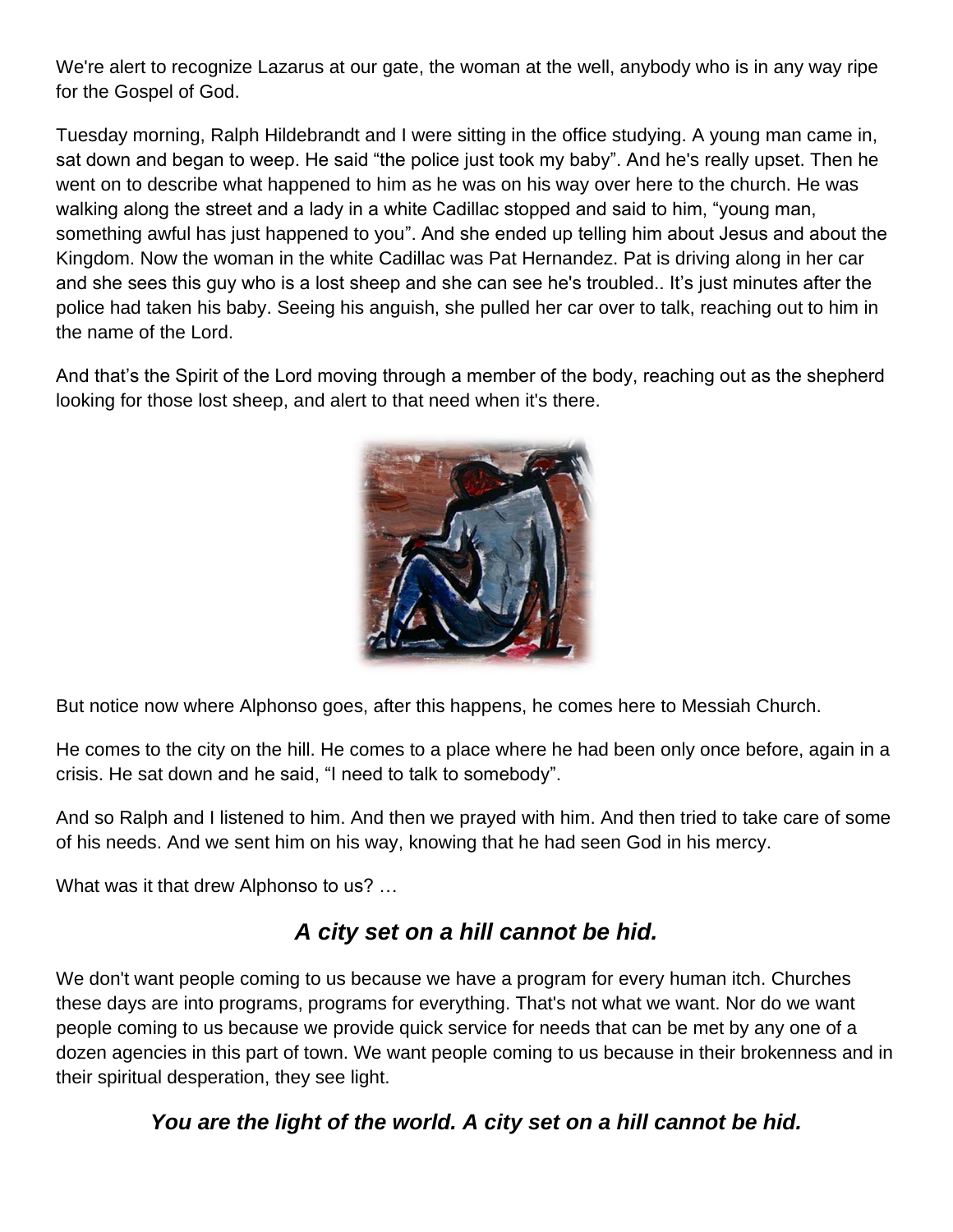We're alert to recognize Lazarus at our gate, the woman at the well, anybody who is in any way ripe for the Gospel of God.

Tuesday morning, Ralph Hildebrandt and I were sitting in the office studying. A young man came in, sat down and began to weep. He said “the police just took my baby”. And he's really upset. Then he went on to describe what happened to him as he was on his way over here to the church. He was walking along the street and a lady in a white Cadillac stopped and said to him, “young man, something awful has just happened to you”. And she ended up telling him about Jesus and about the Kingdom. Now the woman in the white Cadillac was Pat Hernandez. Pat is driving along in her car and she sees this guy who is a lost sheep and she can see he's troubled.. It’s just minutes after the police had taken his baby. Seeing his anguish, she pulled her car over to talk, reaching out to him in the name of the Lord.

And that’s the Spirit of the Lord moving through a member of the body, reaching out as the shepherd looking for those lost sheep, and alert to that need when it's there.

But notice now where Alphonso goes, after this happens, he comes here to Messiah Church.

He comes to the city on the hill. He comes to a place where he had been only once before, again in a crisis. He sat down and he said, “I need to talk to somebody”.

And so Ralph and I listened to him. And then we prayed with him. And then tried to take care of some of his needs. And we sent him on his way, knowing that he had seen God in his mercy.

What was it that drew Alphonso to us? …

### *A city set on a hill cannot be hid.*

We don't want people coming to us because we have a program for every human itch. Churches these days are into programs, programs for everything. That's not what we want. Nor do we want people coming to us because we provide quick service for needs that can be met by any one of a dozen agencies in this part of town. We want people coming to us because in their brokenness and in their spiritual desperation, they see light.

### *You are the light of the world. A city set on a hill cannot be hid.*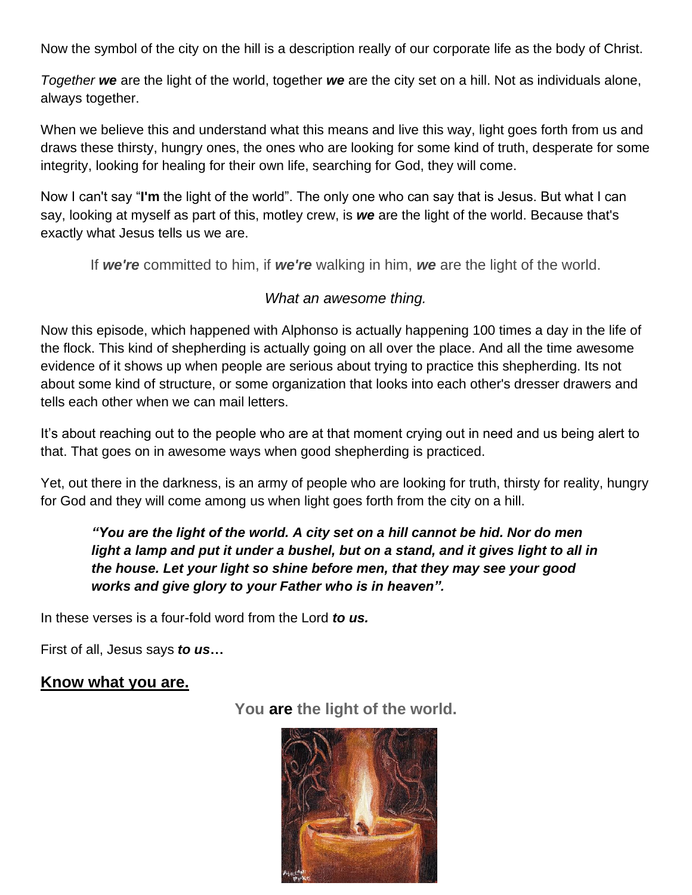Now the symbol of the city on the hill is a description really of our corporate life as the body of Christ.

*Together* ***we*** are the light of the world, together ***we*** are the city set on a hill. Not as individuals alone, always together.

When we believe this and understand what this means and live this way, light goes forth from us and draws these thirsty, hungry ones, the ones who are looking for some kind of truth, desperate for some integrity, looking for healing for their own life, searching for God, they will come.

Now I can't say "**I'm** the light of the world". The only one who can say that is Jesus. But what I can say, looking at myself as part of this, motley crew, is ***we*** are the light of the world. Because that's exactly what Jesus tells us we are.

If ***we're*** committed to him, if ***we're*** walking in him, ***we*** are the light of the world.

*What an awesome thing.*

Now this episode, which happened with Alphonso is actually happening 100 times a day in the life of the flock. This kind of shepherding is actually going on all over the place. And all the time awesome evidence of it shows up when people are serious about trying to practice this shepherding. Its not about some kind of structure, or some organization that looks into each other's dresser drawers and tells each other when we can mail letters.

It's about reaching out to the people who are at that moment crying out in need and us being alert to that. That goes on in awesome ways when good shepherding is practiced.

Yet, out there in the darkness, is an army of people who are looking for truth, thirsty for reality, hungry for God and they will come among us when light goes forth from the city on a hill.

> ***"You are the light of the world. A city set on a hill cannot be hid. Nor do men light a lamp and put it under a bushel, but on a stand, and it gives light to all in the house. Let your light so shine before men, that they may see your good works and give glory to your Father who is in heaven".***

In these verses is a four-fold word from the Lord ***to us.***

First of all, Jesus says ***to us*****…**

## Know what you are.

**You are the light of the world.**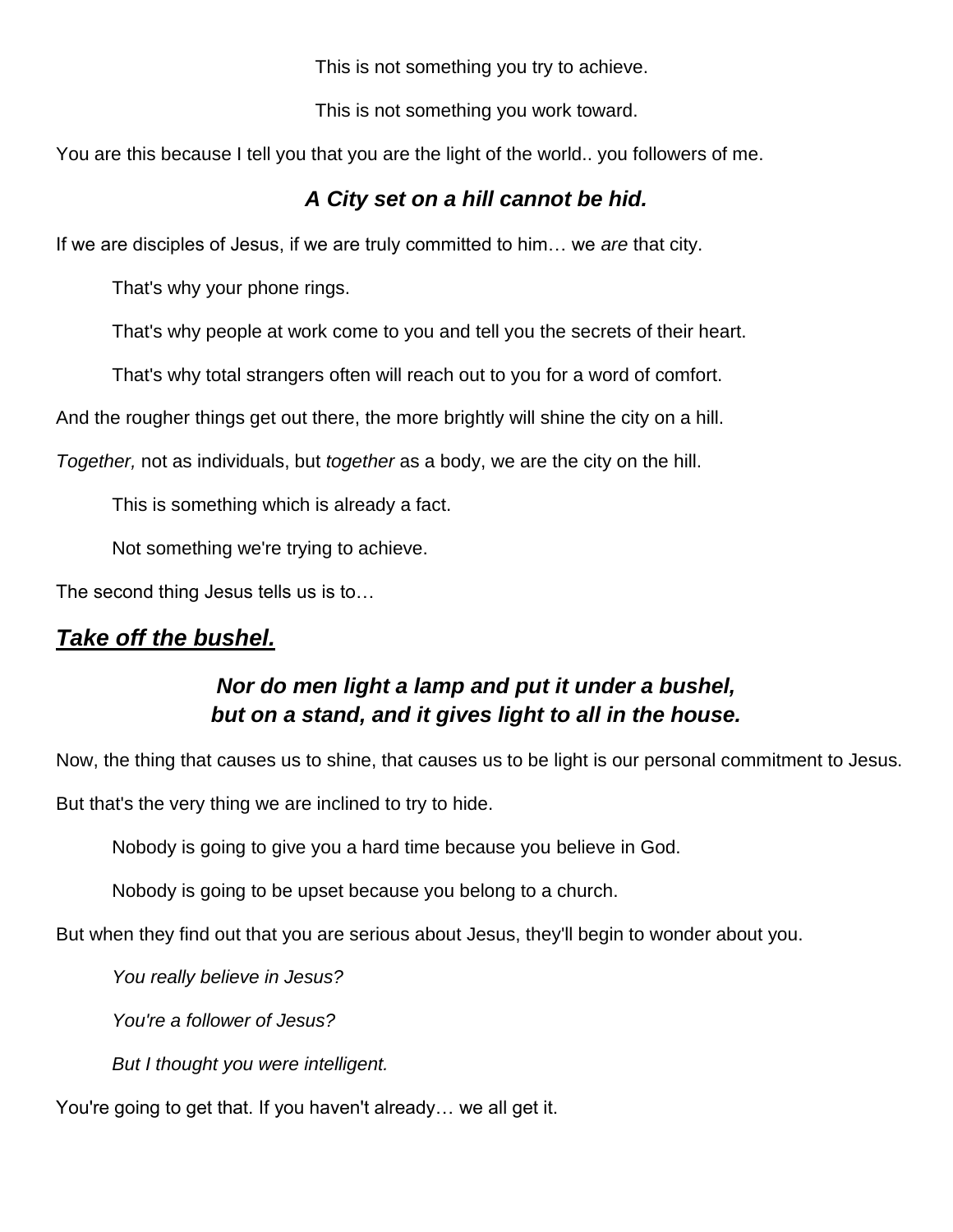This is not something you try to achieve.

This is not something you work toward.

You are this because I tell you that you are the light of the world.. you followers of me.

***A City set on a hill cannot be hid.***

If we are disciples of Jesus, if we are truly committed to him… we *are* that city.

That's why your phone rings.

That's why people at work come to you and tell you the secrets of their heart.

That's why total strangers often will reach out to you for a word of comfort.

And the rougher things get out there, the more brightly will shine the city on a hill.

*Together,* not as individuals, but *together* as a body, we are the city on the hill.

This is something which is already a fact.

Not something we're trying to achieve.

The second thing Jesus tells us is to…

## ***Take off the bushel.***

***Nor do men light a lamp and put it under a bushel,
but on a stand, and it gives light to all in the house.***

Now, the thing that causes us to shine, that causes us to be light is our personal commitment to Jesus.

But that's the very thing we are inclined to try to hide.

Nobody is going to give you a hard time because you believe in God.

Nobody is going to be upset because you belong to a church.

But when they find out that you are serious about Jesus, they'll begin to wonder about you.

*You really believe in Jesus?*

*You're a follower of Jesus?*

*But I thought you were intelligent.*

You're going to get that. If you haven't already… we all get it.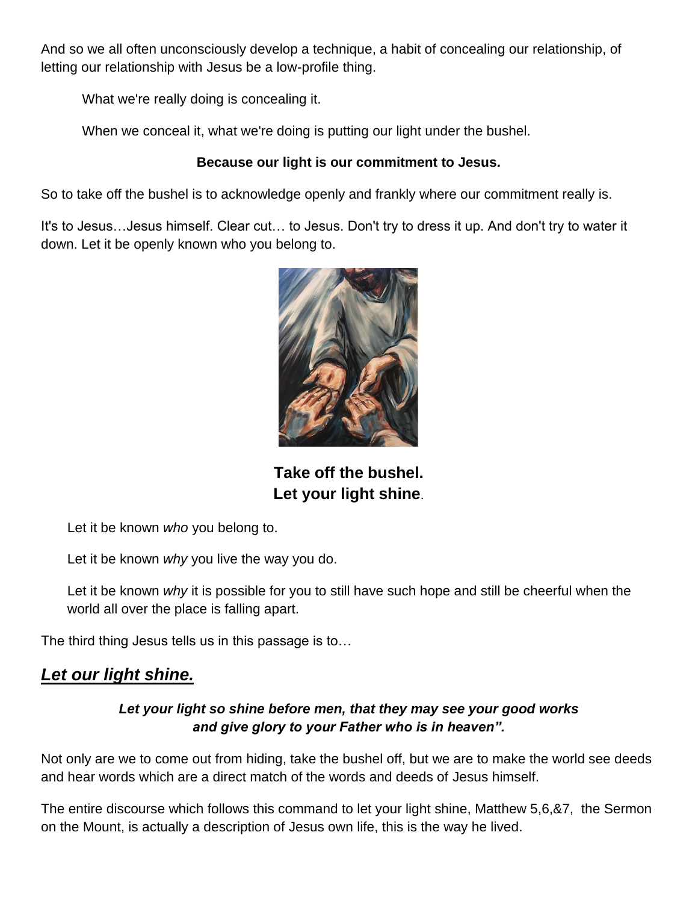And so we all often unconsciously develop a technique, a habit of concealing our relationship, of letting our relationship with Jesus be a low-profile thing.

What we're really doing is concealing it.

When we conceal it, what we're doing is putting our light under the bushel.

**Because our light is our commitment to Jesus.**

So to take off the bushel is to acknowledge openly and frankly where our commitment really is.

It's to Jesus…Jesus himself. Clear cut… to Jesus. Don't try to dress it up. And don't try to water it down. Let it be openly known who you belong to.

**Take off the bushel.**
**Let your light shine**.

Let it be known *who* you belong to.

Let it be known *why* you live the way you do.

Let it be known *why* it is possible for you to still have such hope and still be cheerful when the world all over the place is falling apart.

The third thing Jesus tells us in this passage is to…

## ***Let our light shine.***

***Let your light so shine before men, that they may see your good works and give glory to your Father who is in heaven".***

Not only are we to come out from hiding, take the bushel off, but we are to make the world see deeds and hear words which are a direct match of the words and deeds of Jesus himself.

The entire discourse which follows this command to let your light shine, Matthew 5,6,&7, the Sermon on the Mount, is actually a description of Jesus own life, this is the way he lived.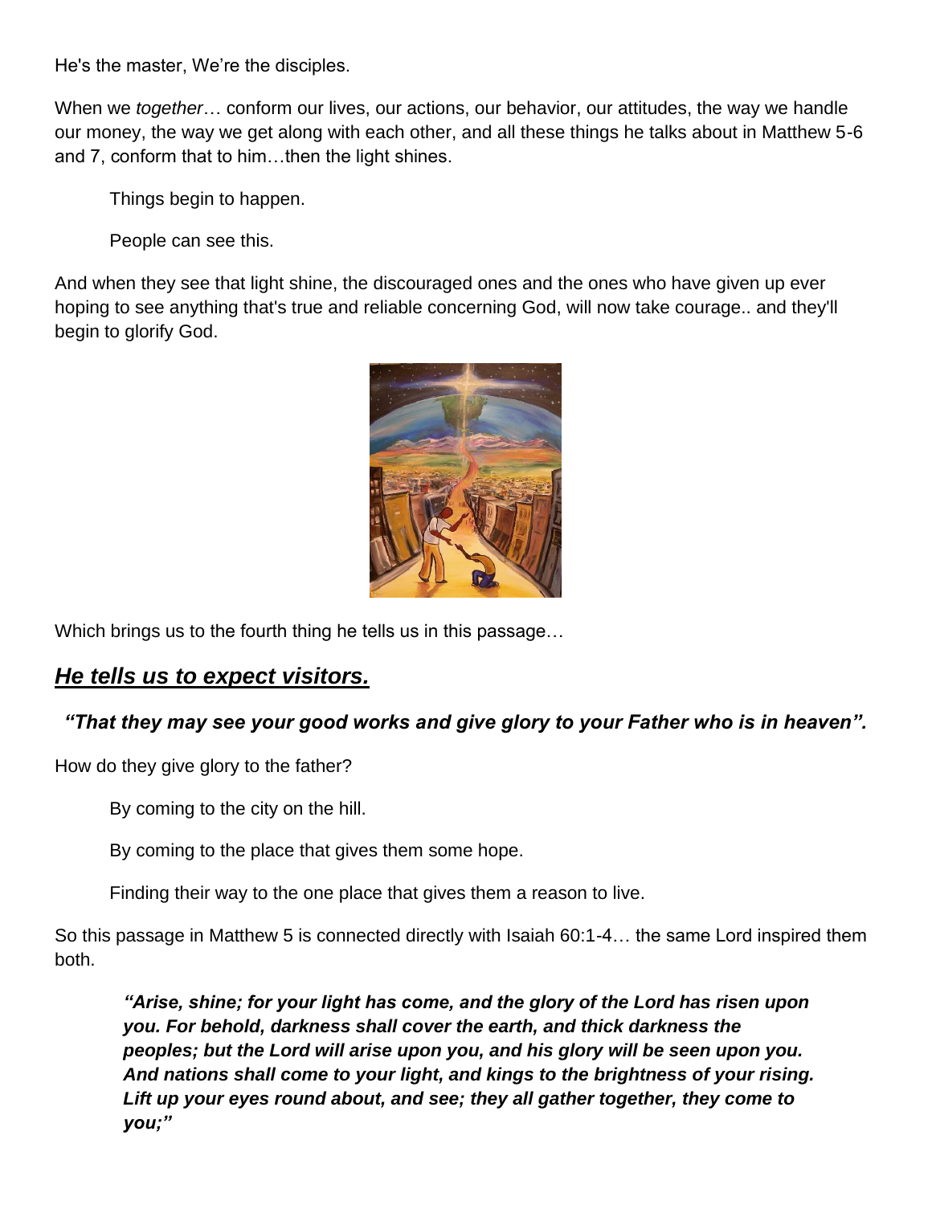He's the master, We're the disciples.

When we *together*… conform our lives, our actions, our behavior, our attitudes, the way we handle our money, the way we get along with each other, and all these things he talks about in Matthew 5-6 and 7, conform that to him…then the light shines.

Things begin to happen.

People can see this.

And when they see that light shine, the discouraged ones and the ones who have given up ever hoping to see anything that's true and reliable concerning God, will now take courage.. and they'll begin to glorify God.

Which brings us to the fourth thing he tells us in this passage…

## ***He tells us to expect visitors.***

***"That they may see your good works and give glory to your Father who is in heaven".***

How do they give glory to the father?

By coming to the city on the hill.

By coming to the place that gives them some hope.

Finding their way to the one place that gives them a reason to live.

So this passage in Matthew 5 is connected directly with Isaiah 60:1-4… the same Lord inspired them both.

> ***"Arise, shine; for your light has come, and the glory of the Lord has risen upon you. For behold, darkness shall cover the earth, and thick darkness the peoples; but the Lord will arise upon you, and his glory will be seen upon you. And nations shall come to your light, and kings to the brightness of your rising. Lift up your eyes round about, and see; they all gather together, they come to you;"***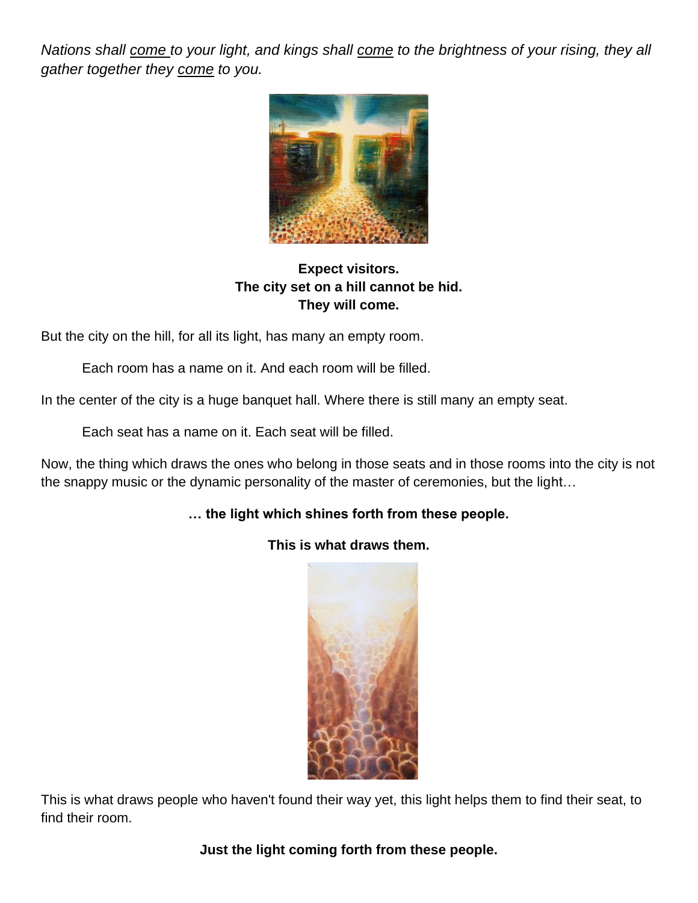*Nations shall <u>come</u> to your light, and kings shall <u>come</u> to the brightness of your rising, they all gather together they <u>come</u> to you.*

**Expect visitors.**
**The city set on a hill cannot be hid.**
**They will come.**

But the city on the hill, for all its light, has many an empty room.

Each room has a name on it. And each room will be filled.

In the center of the city is a huge banquet hall. Where there is still many an empty seat.

Each seat has a name on it. Each seat will be filled.

Now, the thing which draws the ones who belong in those seats and in those rooms into the city is not the snappy music or the dynamic personality of the master of ceremonies, but the light…

**… the light which shines forth from these people.**

**This is what draws them.**

This is what draws people who haven't found their way yet, this light helps them to find their seat, to find their room.

**Just the light coming forth from these people.**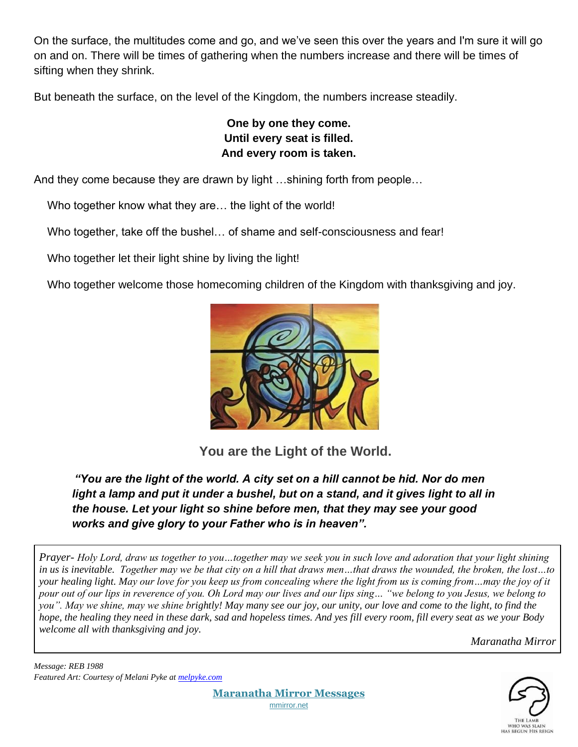On the surface, the multitudes come and go, and we've seen this over the years and I'm sure it will go on and on. There will be times of gathering when the numbers increase and there will be times of sifting when they shrink.

But beneath the surface, on the level of the Kingdom, the numbers increase steadily.

**One by one they come.**
**Until every seat is filled.**
**And every room is taken.**

And they come because they are drawn by light …shining forth from people…

Who together know what they are… the light of the world!

Who together, take off the bushel… of shame and self-consciousness and fear!

Who together let their light shine by living the light!

Who together welcome those homecoming children of the Kingdom with thanksgiving and joy.

**You are the Light of the World.**

***"You are the light of the world. A city set on a hill cannot be hid. Nor do men light a lamp and put it under a bushel, but on a stand, and it gives light to all in the house. Let your light so shine before men, that they may see your good works and give glory to your Father who is in heaven".***

*Prayer- Holy Lord, draw us together to you…together may we seek you in such love and adoration that your light shining in us is inevitable. Together may we be that city on a hill that draws men…that draws the wounded, the broken, the lost…to your healing light. May our love for you keep us from concealing where the light from us is coming from…may the joy of it pour out of our lips in reverence of you. Oh Lord may our lives and our lips sing… "we belong to you Jesus, we belong to you". May we shine, may we shine brightly! May many see our joy, our unity, our love and come to the light, to find the hope, the healing they need in these dark, sad and hopeless times. And yes fill every room, fill every seat as we your Body welcome all with thanksgiving and joy.*

*Maranatha Mirror*

*Message: REB 1988*
*Featured Art: Courtesy of Melani Pyke at melpyke.com*

**Maranatha Mirror Messages**
mmirror.net

THE LAMB WHO WAS SLAIN HAS BEGUN HIS REIGN